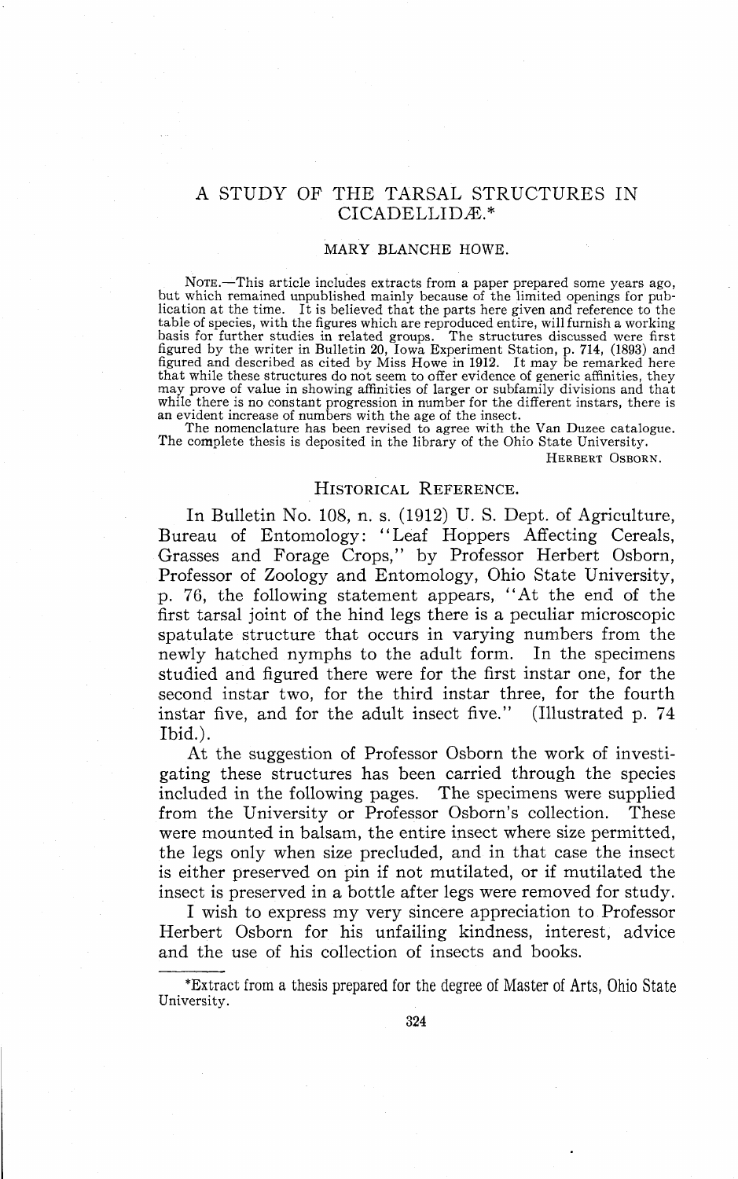# A STUDY OF THE TARSAL STRUCTURES IN CICADELLIDÆ.*

MARY BLANCHE HOWE.

NOTE.—This article includes extracts from a paper prepared some years ago, but which remained unpublished mainly because of the limited openings for publication at the time. It is believed that the parts here given and reference to the table of species, with the figures which are reproduced entire, will furnish a working basis for further studies in related groups. The structures discussed were first figured by the writer in Bulletin 20, Iowa Experiment Station, p. 714, (1893) and figured and described as cited by Miss Howe in 1912. It may be remarked here that while these structures do not seem to offer evidence of generic affinities, they may prove of value in showing affinities of larger or subfamily divisions and that while there is no constant progression in number for the different instars, there is an evident increase of numbers with the age of the insect.

The nomenclature has been revised to agree with the Van Duzee catalogue. The complete thesis is deposited in the library of the Ohio State University.

HERBERT OSBORN.

## HISTORICAL REFERENCE.

In Bulletin No. 108, n. s. (1912) U. S. Dept. of Agriculture, Bureau of Entomology: "Leaf Hoppers Affecting Cereals, Grasses and Forage Crops," by Professor Herbert Osborn, Professor of Zoology and Entomology, Ohio State University, p. 76, the following statement appears, "At the end of the first tarsal joint of the hind legs there is a peculiar microscopic spatulate structure that occurs in varying numbers from the newly hatched nymphs to the adult form. In the specimens studied and figured there were for the first instar one, for the second instar two, for the third instar three, for the fourth instar five, and for the adult insect five." (Illustrated p. 74 Ibid.).

At the suggestion of Professor Osborn the work of investigating these structures has been carried through the species included in the following pages. The specimens were supplied from the University or Professor Osborn's collection. These were mounted in balsam, the entire insect where size permitted, the legs only when size precluded, and in that case the insect is either preserved on pin if not mutilated, or if mutilated the insect is preserved in a bottle after legs were removed for study.

I wish to express my very sincere appreciation to Professor Herbert Osborn for his unfailing kindness, interest, advice and the use of his collection of insects and books.

---

*Extract from a thesis prepared for the degree of Master of Arts, Ohio State University.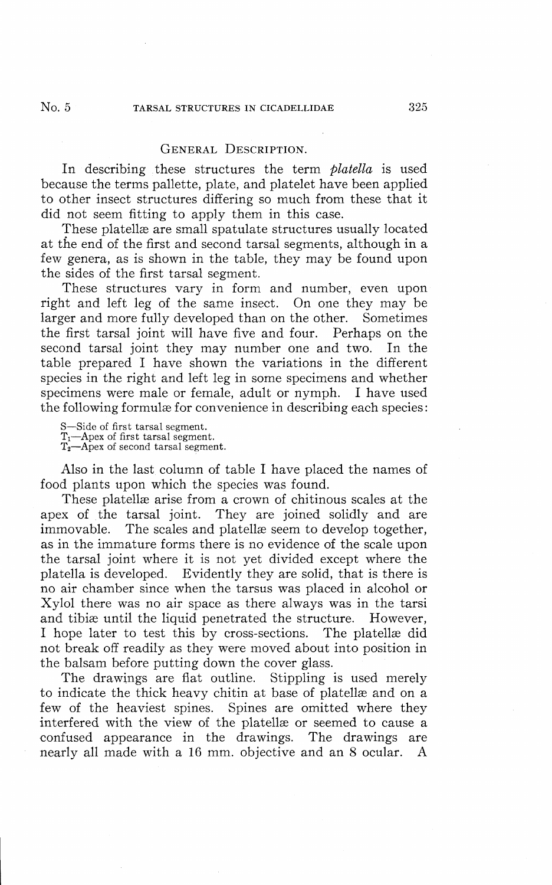## General Description.

In describing these structures the term *platella* is used because the terms pallette, plate, and platelet have been applied to other insect structures differing so much from these that it did not seem fitting to apply them in this case.

These platellæ are small spatulate structures usually located at the end of the first and second tarsal segments, although in a few genera, as is shown in the table, they may be found upon the sides of the first tarsal segment.

These structures vary in form and number, even upon right and left leg of the same insect. On one they may be larger and more fully developed than on the other. Sometimes the first tarsal joint will have five and four. Perhaps on the second tarsal joint they may number one and two. In the table prepared I have shown the variations in the different species in the right and left leg in some specimens and whether specimens were male or female, adult or nymph. I have used the following formulæ for convenience in describing each species:

S—Side of first tarsal segment.
$T_1$—Apex of first tarsal segment.
$T_2$—Apex of second tarsal segment.

Also in the last column of table I have placed the names of food plants upon which the species was found.

These platellæ arise from a crown of chitinous scales at the apex of the tarsal joint. They are joined solidly and are immovable. The scales and platellæ seem to develop together, as in the immature forms there is no evidence of the scale upon the tarsal joint where it is not yet divided except where the platella is developed. Evidently they are solid, that is there is no air chamber since when the tarsus was placed in alcohol or Xylol there was no air space as there always was in the tarsi and tibiæ until the liquid penetrated the structure. However, I hope later to test this by cross-sections. The platellæ did not break off readily as they were moved about into position in the balsam before putting down the cover glass.

The drawings are flat outline. Stippling is used merely to indicate the thick heavy chitin at base of platellæ and on a few of the heaviest spines. Spines are omitted where they interfered with the view of the platellæ or seemed to cause a confused appearance in the drawings. The drawings are nearly all made with a 16 mm. objective and an 8 ocular. A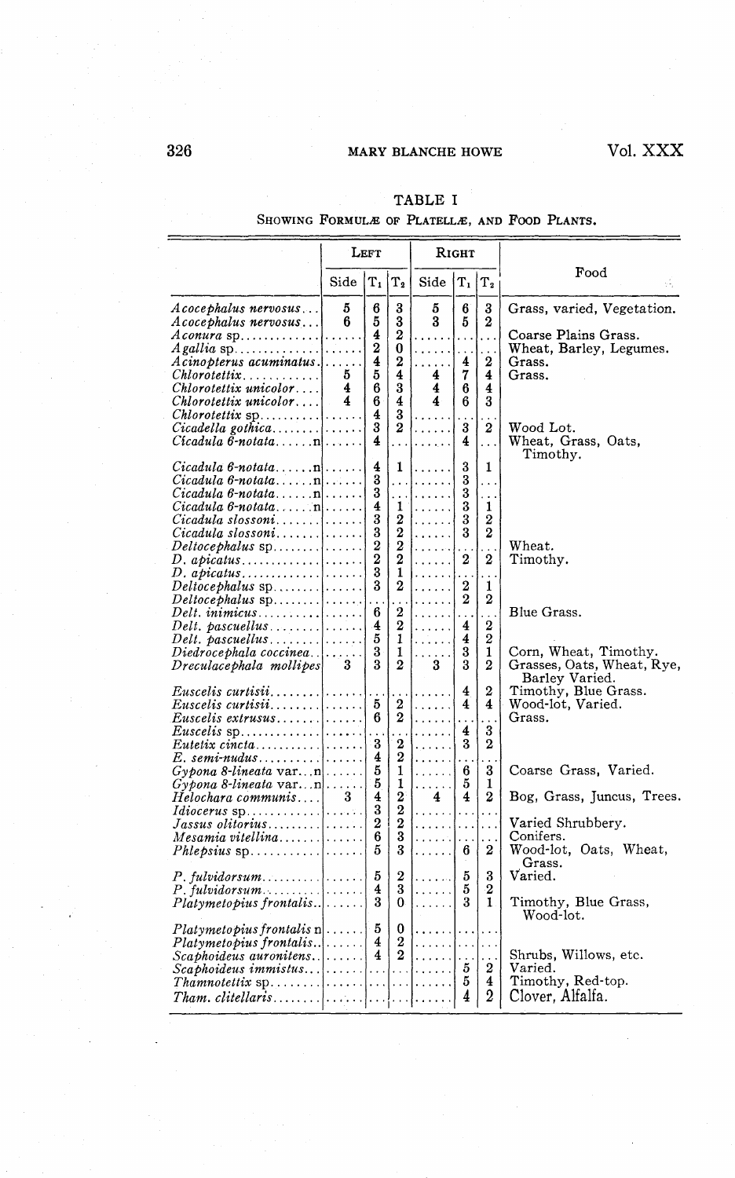TABLE I

SHOWING FORMULÆ OF PLATELLÆ, AND FOOD PLANTS.

| | LEFT | | | RIGHT | | | Food |
|---|---|---|---|---|---|---|---|
| | Side | $T_1$ | $T_2$ | Side | $T_1$ | $T_2$ | |
| *Acocephalus nervosus* | 5 | 6 | 3 | 5 | 6 | 3 | Grass, varied, Vegetation. |
| *Acocephalus nervosus* | 6 | 5 | 3 | 3 | 5 | 2 | |
| *Aconura* sp. | ...... | 4 | 2 | ...... | ... | ... | Coarse Plains Grass. |
| *Agallia* sp. | ...... | 2 | 0 | ...... | ... | ... | Wheat, Barley, Legumes. |
| *Acinopterus acuminatus* | ...... | 4 | 2 | ...... | 4 | 2 | Grass. |
| *Chlorotettix* | 5 | 5 | 4 | 4 | 7 | 4 | Grass. |
| *Chlorotettix unicolor* | 4 | 6 | 3 | 4 | 6 | 4 | |
| *Chlorotettix unicolor* | 4 | 6 | 4 | 4 | 6 | 3 | |
| *Chlorotettix* sp. | ...... | 4 | 3 | ...... | ... | ... | |
| *Cicadella gothica* | ...... | 3 | 2 | ...... | 3 | 2 | Wood Lot. |
| *Cicadula 6-notata*......n | ...... | 4 | ... | ...... | 4 | ... | Wheat, Grass, Oats, Timothy. |
| *Cicadula 6-notata*......n | ...... | 4 | 1 | ...... | 3 | 1 | |
| *Cicadula 6-notata*......n | ...... | 3 | ... | ...... | 3 | ... | |
| *Cicadula 6-notata*......n | ...... | 3 | ... | ...... | 3 | ... | |
| *Cicadula 6-notata*......n | ...... | 4 | 1 | ...... | 3 | 1 | |
| *Cicadula slossoni* | ...... | 3 | 2 | ...... | 3 | 2 | |
| *Cicadula slossoni* | ...... | 3 | 2 | ...... | 3 | 2 | |
| *Deltocephalus* sp. | ...... | 2 | 2 | ...... | ... | ... | Wheat. |
| *D. apicatus* | ...... | 2 | 2 | ...... | 2 | 2 | Timothy. |
| *D. apicatus* | ...... | 3 | 1 | ...... | ... | ... | |
| *Deltocephalus* sp. | ...... | 3 | 2 | ...... | 2 | 1 | |
| *Deltocephalus* sp. | ...... | ... | ... | ...... | 2 | 2 | |
| *Delt. inimicus* | ...... | 6 | 2 | ...... | ... | ... | Blue Grass. |
| *Delt. pascuellus* | ...... | 4 | 2 | ...... | 4 | 2 | |
| *Delt. pascuellus* | ...... | 5 | 1 | ...... | 4 | 2 | |
| *Diedrocephala coccinea* | ...... | 3 | 1 | ...... | 3 | 1 | Corn, Wheat, Timothy. |
| *Dreculacephala mollipes* | 3 | 3 | 2 | 3 | 3 | 2 | Grasses, Oats, Wheat, Rye, Barley Varied. |
| *Euscelis curtisii* | ...... | ... | ... | ...... | 4 | 2 | Timothy, Blue Grass. |
| *Euscelis curtisii* | ...... | 5 | 2 | ...... | 4 | 4 | Wood-lot, Varied. |
| *Euscelis extrusus* | ...... | 6 | 2 | ...... | ... | ... | Grass. |
| *Euscelis* sp. | ...... | ... | ... | ...... | 4 | 3 | |
| *Eutetix cincta* | ...... | 3 | 2 | ...... | 3 | 2 | |
| *E. semi-nudus* | ...... | 4 | 2 | ...... | ... | ... | |
| *Gypona 8-lineata* var...n | ...... | 5 | 1 | ...... | 6 | 3 | Coarse Grass, Varied. |
| *Gypona 8-lineata* var...n | ...... | 5 | 1 | ...... | 5 | 1 | |
| *Helochara communis* | 3 | 4 | 2 | 4 | 4 | 2 | Bog, Grass, Juncus, Trees. |
| *Idiocerus* sp. | ...... | 3 | 2 | ...... | ... | ... | |
| *Jassus olitorius* | ...... | 2 | 2 | ...... | ... | ... | Varied Shrubbery. |
| *Mesamia vitellina* | ...... | 6 | 3 | ...... | ... | ... | Conifers. |
| *Phlepsius* sp. | ...... | 5 | 3 | ...... | 6 | 2 | Wood-lot, Oats, Wheat, Grass. |
| *P. fulvidorsum* | ...... | 5 | 2 | ...... | 5 | 3 | Varied. |
| *P. fulvidorsum* | ...... | 4 | 3 | ...... | 5 | 2 | |
| *Platymetopius frontalis* | ...... | 3 | 0 | ...... | 3 | 1 | Timothy, Blue Grass, Wood-lot. |
| *Platymetopius frontalis* n | ...... | 5 | 0 | ...... | ... | ... | |
| *Platymetopius frontalis* | ...... | 4 | 2 | ...... | ... | ... | |
| *Scaphoideus auronitens* | ...... | 4 | 2 | ...... | ... | ... | Shrubs, Willows, etc. |
| *Scaphoideus immistus* | ...... | ... | ... | ...... | 5 | 2 | Varied. |
| *Thamnotettix* sp. | ...... | ... | ... | ...... | 5 | 4 | Timothy, Red-top. |
| *Tham. clitellaris* | ...... | ... | ... | ...... | 4 | 2 | Clover, Alfalfa. |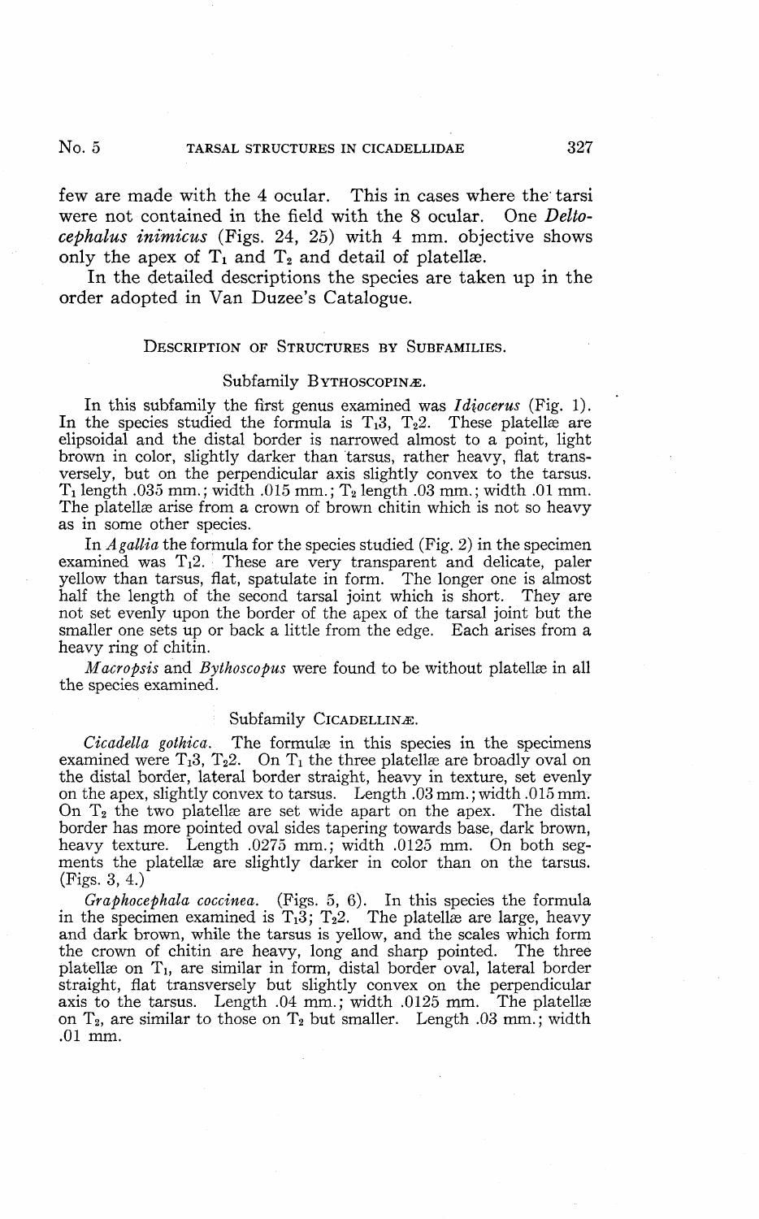few are made with the 4 ocular. This in cases where the tarsi were not contained in the field with the 8 ocular. One *Deltocephalus inimicus* (Figs. 24, 25) with 4 mm. objective shows only the apex of $T_1$ and $T_2$ and detail of platellæ.

In the detailed descriptions the species are taken up in the order adopted in Van Duzee's Catalogue.

## Description of Structures by Subfamilies.

### Subfamily Bythoscopinæ.

In this subfamily the first genus examined was *Idiocerus* (Fig. 1). In the species studied the formula is $T_13$, $T_22$. These platellæ are elipsoidal and the distal border is narrowed almost to a point, light brown in color, slightly darker than tarsus, rather heavy, flat transversely, but on the perpendicular axis slightly convex to the tarsus. $T_1$ length .035 mm.; width .015 mm.; $T_2$ length .03 mm.; width .01 mm. The platellæ arise from a crown of brown chitin which is not so heavy as in some other species.

In *Agallia* the formula for the species studied (Fig. 2) in the specimen examined was $T_12$. These are very transparent and delicate, paler yellow than tarsus, flat, spatulate in form. The longer one is almost half the length of the second tarsal joint which is short. They are not set evenly upon the border of the apex of the tarsal joint but the smaller one sets up or back a little from the edge. Each arises from a heavy ring of chitin.

*Macropsis* and *Bythoscopus* were found to be without platellæ in all the species examined.

### Subfamily Cicadellinæ.

*Cicadella gothica*. The formulæ in this species in the specimens examined were $T_13$, $T_22$. On $T_1$ the three platellæ are broadly oval on the distal border, lateral border straight, heavy in texture, set evenly on the apex, slightly convex to tarsus. Length .03 mm.; width .015 mm. On $T_2$ the two platellæ are set wide apart on the apex. The distal border has more pointed oval sides tapering towards base, dark brown, heavy texture. Length .0275 mm.; width .0125 mm. On both segments the platellæ are slightly darker in color than on the tarsus. (Figs. 3, 4.)

*Graphocephala coccinea*. (Figs. 5, 6). In this species the formula in the specimen examined is $T_13$; $T_22$. The platellæ are large, heavy and dark brown, while the tarsus is yellow, and the scales which form the crown of chitin are heavy, long and sharp pointed. The three platellæ on $T_1$, are similar in form, distal border oval, lateral border straight, flat transversely but slightly convex on the perpendicular axis to the tarsus. Length .04 mm.; width .0125 mm. The platellæ on $T_2$, are similar to those on $T_2$ but smaller. Length .03 mm.; width .01 mm.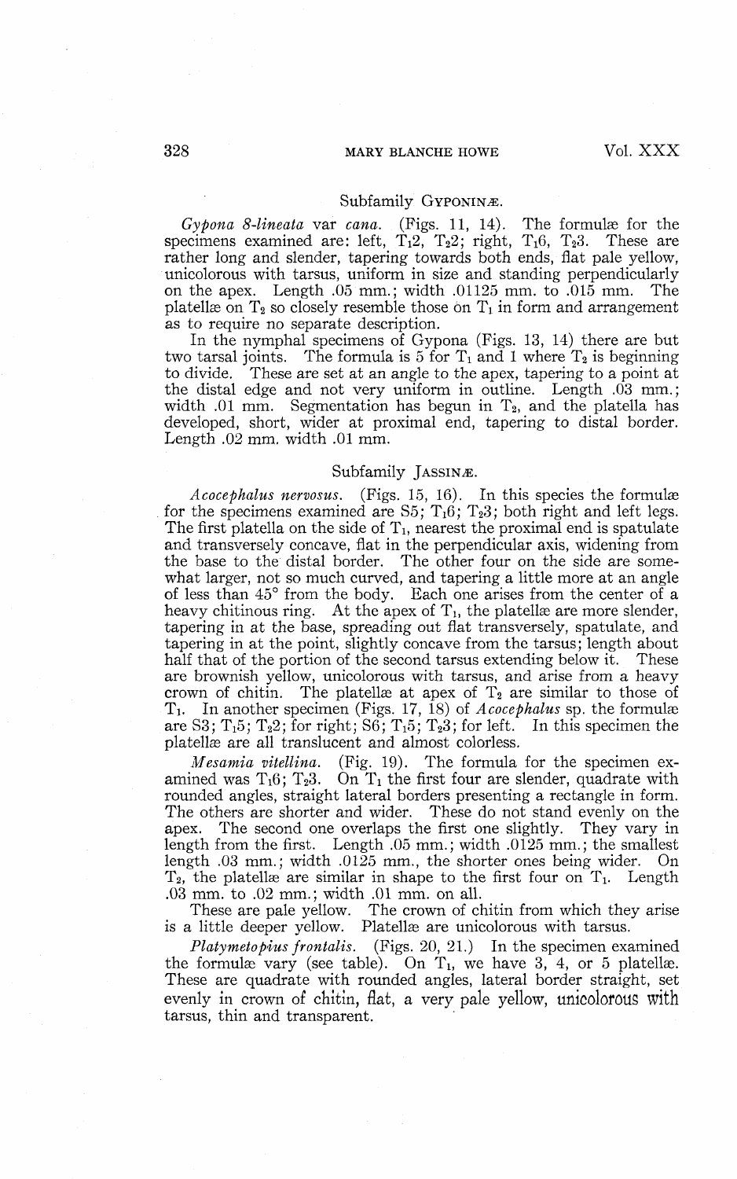## Subfamily Gyponinæ.

*Gypona 8-lineata* var *cana*. (Figs. 11, 14). The formulæ for the specimens examined are: left, $T_1 2$, $T_2 2$; right, $T_1 6$, $T_2 3$. These are rather long and slender, tapering towards both ends, flat pale yellow, unicolorous with tarsus, uniform in size and standing perpendicularly on the apex. Length .05 mm.; width .01125 mm. to .015 mm. The platellæ on $T_2$ so closely resemble those on $T_1$ in form and arrangement as to require no separate description.

In the nymphal specimens of Gypona (Figs. 13, 14) there are but two tarsal joints. The formula is 5 for $T_1$ and 1 where $T_2$ is beginning to divide. These are set at an angle to the apex, tapering to a point at the distal edge and not very uniform in outline. Length .03 mm.; width .01 mm. Segmentation has begun in $T_2$, and the platella has developed, short, wider at proximal end, tapering to distal border. Length .02 mm. width .01 mm.

## Subfamily Jassinæ.

*Acocephalus nervosus*. (Figs. 15, 16). In this species the formulæ for the specimens examined are S5; $T_1 6$; $T_2 3$; both right and left legs. The first platella on the side of $T_1$, nearest the proximal end is spatulate and transversely concave, flat in the perpendicular axis, widening from the base to the distal border. The other four on the side are somewhat larger, not so much curved, and tapering a little more at an angle of less than 45° from the body. Each one arises from the center of a heavy chitinous ring. At the apex of $T_1$, the platellæ are more slender, tapering in at the base, spreading out flat transversely, spatulate, and tapering in at the point, slightly concave from the tarsus; length about half that of the portion of the second tarsus extending below it. These are brownish yellow, unicolorous with tarsus, and arise from a heavy crown of chitin. The platellæ at apex of $T_2$ are similar to those of $T_1$. In another specimen (Figs. 17, 18) of *Acocephalus* sp. the formulæ are S3; $T_1 5$; $T_2 2$; for right; S6; $T_1 5$; $T_2 3$; for left. In this specimen the platellæ are all translucent and almost colorless.

*Mesamia vitellina*. (Fig. 19). The formula for the specimen examined was $T_1 6$; $T_2 3$. On $T_1$ the first four are slender, quadrate with rounded angles, straight lateral borders presenting a rectangle in form. The others are shorter and wider. These do not stand evenly on the apex. The second one overlaps the first one slightly. They vary in length from the first. Length .05 mm.; width .0125 mm.; the smallest length .03 mm.; width .0125 mm., the shorter ones being wider. On $T_2$, the platellæ are similar in shape to the first four on $T_1$. Length .03 mm. to .02 mm.; width .01 mm. on all.

These are pale yellow. The crown of chitin from which they arise is a little deeper yellow. Platellæ are unicolorous with tarsus.

*Platymetopius frontalis*. (Figs. 20, 21.) In the specimen examined the formulæ vary (see table). On $T_1$, we have 3, 4, or 5 platellæ. These are quadrate with rounded angles, lateral border straight, set evenly in crown of chitin, flat, a very pale yellow, unicolorous with tarsus, thin and transparent.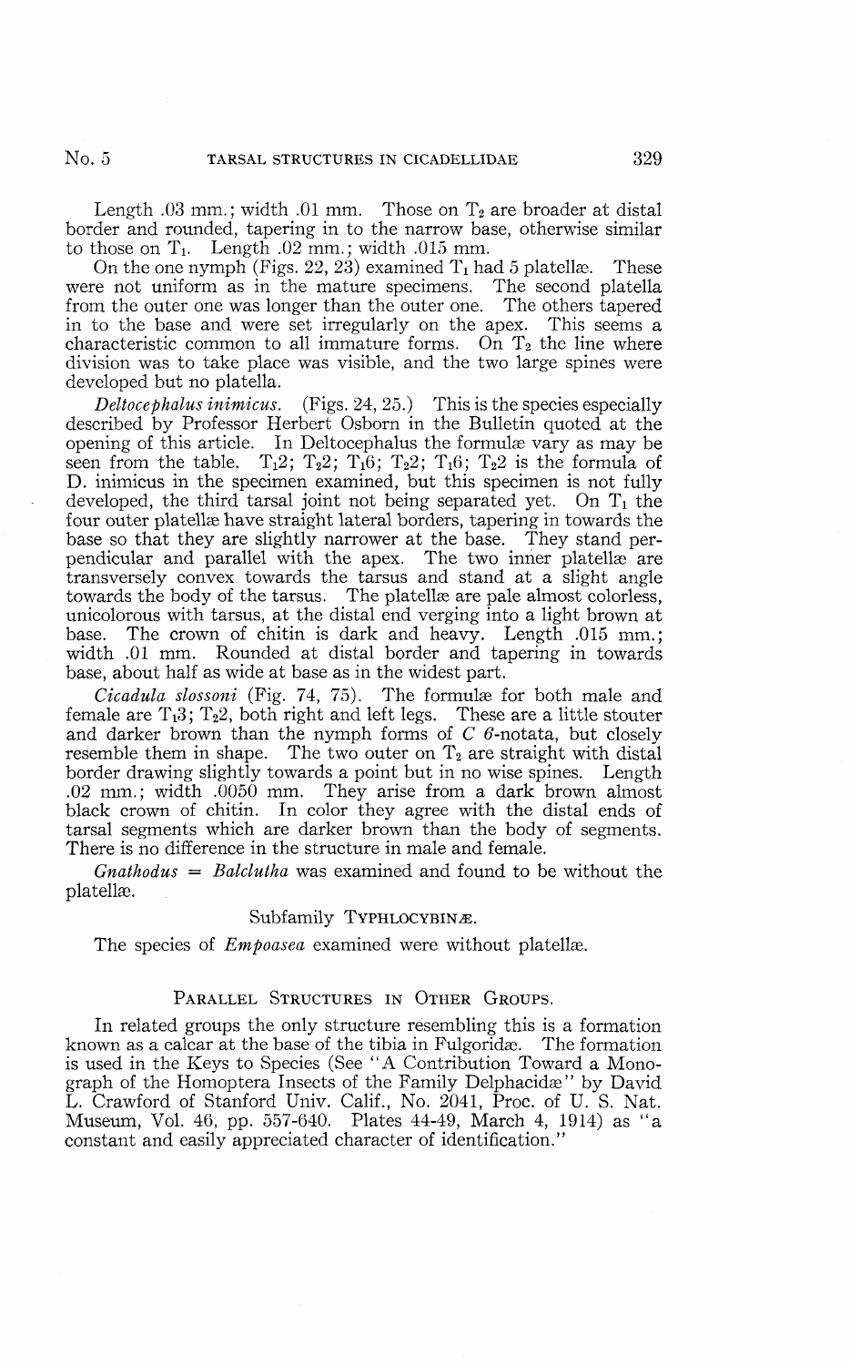Length .03 mm.; width .01 mm. Those on $T_2$ are broader at distal border and rounded, tapering in to the narrow base, otherwise similar to those on $T_1$. Length .02 mm.; width .015 mm.

On the one nymph (Figs. 22, 23) examined $T_1$ had 5 platellæ. These were not uniform as in the mature specimens. The second platella from the outer one was longer than the outer one. The others tapered in to the base and were set irregularly on the apex. This seems a characteristic common to all immature forms. On $T_2$ the line where division was to take place was visible, and the two large spines were developed but no platella.

*Deltocephalus inimicus.* (Figs. 24, 25.) This is the species especially described by Professor Herbert Osborn in the Bulletin quoted at the opening of this article. In Deltocephalus the formulæ vary as may be seen from the table. $T_12$; $T_22$; $T_16$; $T_22$; $T_16$; $T_22$ is the formula of D. inimicus in the specimen examined, but this specimen is not fully developed, the third tarsal joint not being separated yet. On $T_1$ the four outer platellæ have straight lateral borders, tapering in towards the base so that they are slightly narrower at the base. They stand perpendicular and parallel with the apex. The two inner platellæ are transversely convex towards the tarsus and stand at a slight angle towards the body of the tarsus. The platellæ are pale almost colorless, unicolorous with tarsus, at the distal end verging into a light brown at base. The crown of chitin is dark and heavy. Length .015 mm.; width .01 mm. Rounded at distal border and tapering in towards base, about half as wide at base as in the widest part.

*Cicadula slossoni* (Fig. 74, 75). The formulæ for both male and female are $T_13$; $T_22$, both right and left legs. These are a little stouter and darker brown than the nymph forms of *C 6-notata*, but closely resemble them in shape. The two outer on $T_2$ are straight with distal border drawing slightly towards a point but in no wise spines. Length .02 mm.; width .0050 mm. They arise from a dark brown almost black crown of chitin. In color they agree with the distal ends of tarsal segments which are darker brown than the body of segments. There is no difference in the structure in male and female.

*Gnathodus* = *Balclutha* was examined and found to be without the platellæ.

### Subfamily Typhlocybinæ.

The species of *Empoasca* examined were without platellæ.

## Parallel Structures in Other Groups.

In related groups the only structure resembling this is a formation known as a calcar at the base of the tibia in Fulgoridæ. The formation is used in the Keys to Species (See "A Contribution Toward a Monograph of the Homoptera Insects of the Family Delphacidæ" by David L. Crawford of Stanford Univ. Calif., No. 2041, Proc. of U. S. Nat. Museum, Vol. 46, pp. 557-640. Plates 44-49, March 4, 1914) as "a constant and easily appreciated character of identification."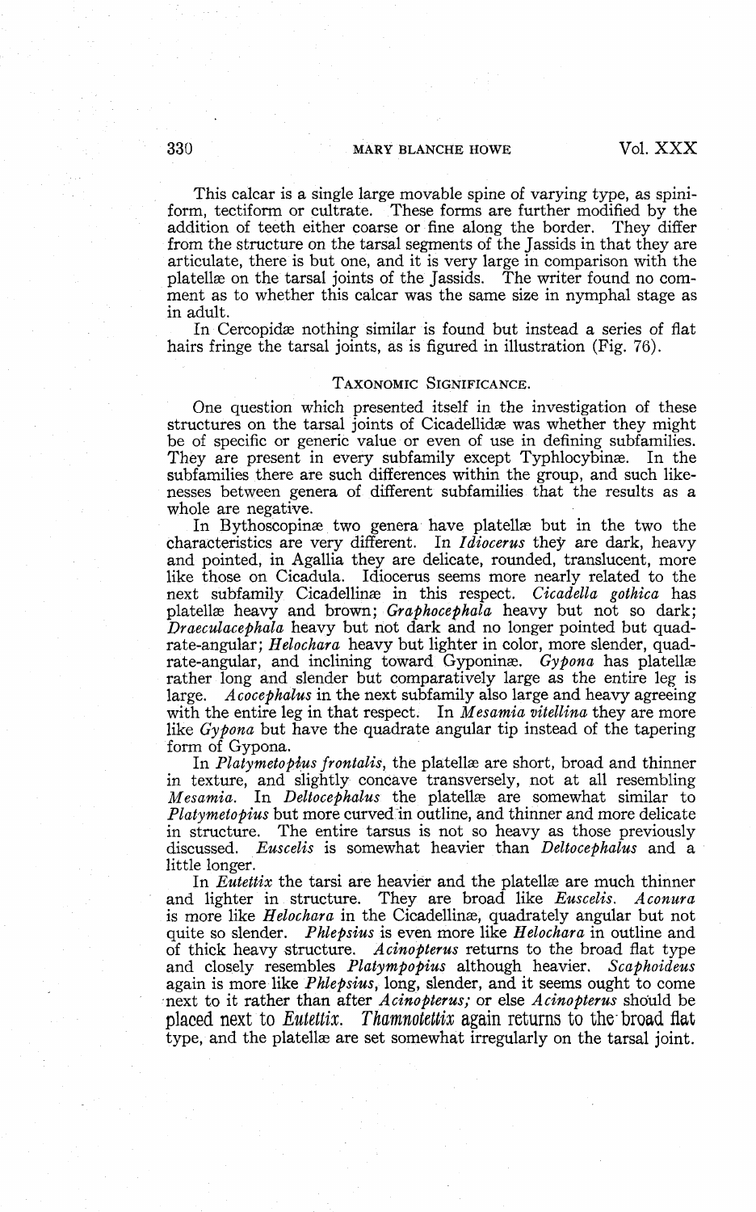This calcar is a single large movable spine of varying type, as spiniform, tectiform or cultrate. These forms are further modified by the addition of teeth either coarse or fine along the border. They differ from the structure on the tarsal segments of the Jassids in that they are articulate, there is but one, and it is very large in comparison with the platellæ on the tarsal joints of the Jassids. The writer found no comment as to whether this calcar was the same size in nymphal stage as in adult.

In Cercopidæ nothing similar is found but instead a series of flat hairs fringe the tarsal joints, as is figured in illustration (Fig. 76).

## Taxonomic Significance.

One question which presented itself in the investigation of these structures on the tarsal joints of Cicadellidæ was whether they might be of specific or generic value or even of use in defining subfamilies. They are present in every subfamily except Typhlocybinæ. In the subfamilies there are such differences within the group, and such likenesses between genera of different subfamilies that the results as a whole are negative.

In Bythoscopinæ two genera have platellæ but in the two the characteristics are very different. In *Idiocerus* they are dark, heavy and pointed, in Agallia they are delicate, rounded, translucent, more like those on Cicadula. Idiocerus seems more nearly related to the next subfamily Cicadellinæ in this respect. *Cicadella gothica* has platellæ heavy and brown; *Graphocephala* heavy but not so dark; *Draeculacephala* heavy but not dark and no longer pointed but quadrate-angular; *Helochara* heavy but lighter in color, more slender, quadrate-angular, and inclining toward Gyponinæ. *Gypona* has platellæ rather long and slender but comparatively large as the entire leg is large. *Acocephalus* in the next subfamily also large and heavy agreeing with the entire leg in that respect. In *Mesamia vitellina* they are more like *Gypona* but have the quadrate angular tip instead of the tapering form of Gypona.

In *Platymetopius frontalis*, the platellæ are short, broad and thinner in texture, and slightly concave transversely, not at all resembling *Mesamia*. In *Deltocephalus* the platellæ are somewhat similar to *Platymetopius* but more curved in outline, and thinner and more delicate in structure. The entire tarsus is not so heavy as those previously discussed. *Euscelis* is somewhat heavier than *Deltocephalus* and a little longer.

In *Eutettix* the tarsi are heavier and the platellæ are much thinner and lighter in structure. They are broad like *Euscelis*. *Aconura* is more like *Helochara* in the Cicadellinæ, quadrately angular but not quite so slender. *Phlepsius* is even more like *Helochara* in outline and of thick heavy structure. *Acinopterus* returns to the broad flat type and closely resembles *Platympopius* although heavier. *Scaphoideus* again is more like *Phlepsius*, long, slender, and it seems ought to come next to it rather than after *Acinopterus;* or else *Acinopterus* should be placed next to *Eutettix*. *Thamnotettix* again returns to the broad flat type, and the platellæ are set somewhat irregularly on the tarsal joint.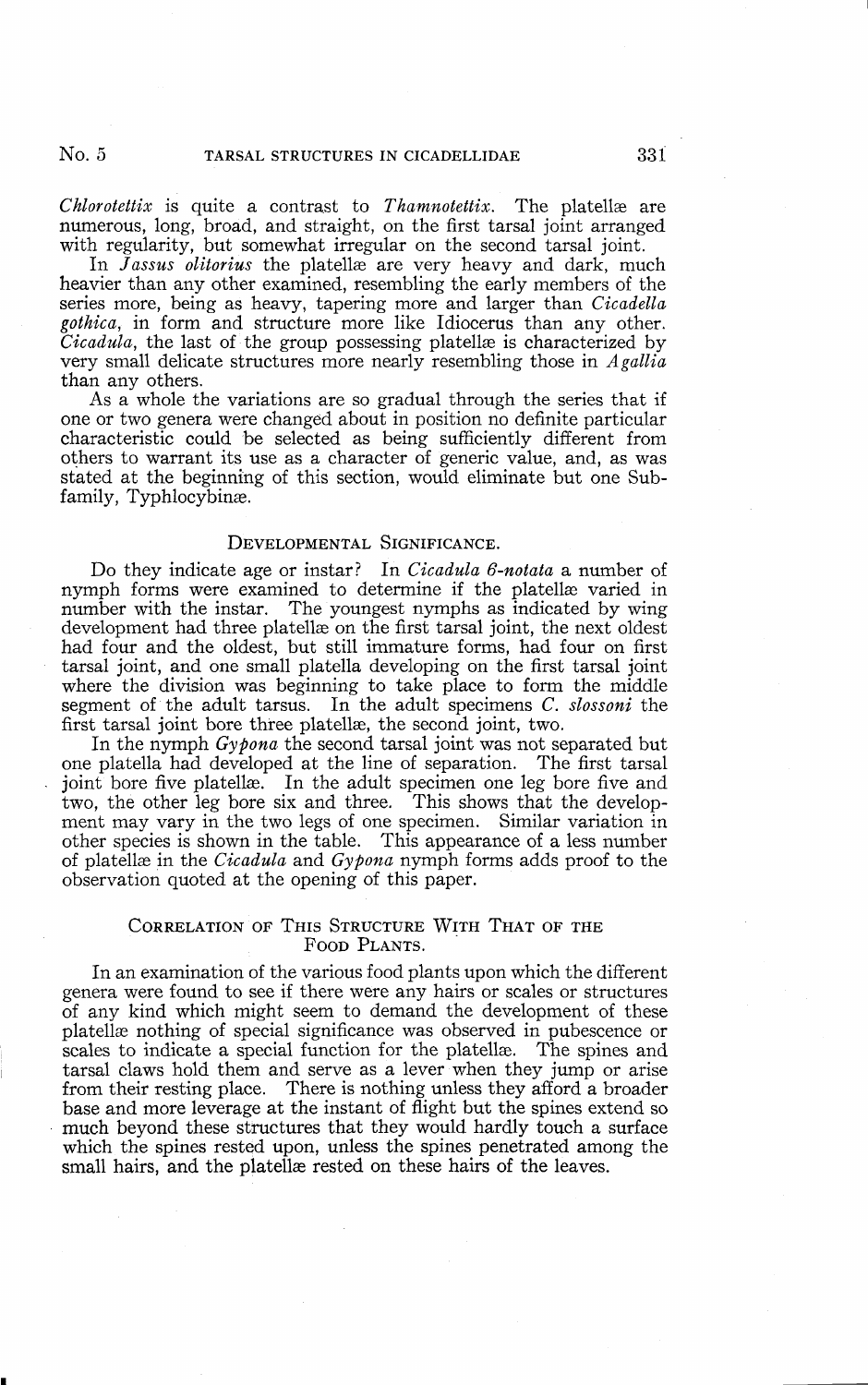*Chlorotettix* is quite a contrast to *Thamnotettix*. The platellæ are numerous, long, broad, and straight, on the first tarsal joint arranged with regularity, but somewhat irregular on the second tarsal joint.

In *Jassus olitorius* the platellæ are very heavy and dark, much heavier than any other examined, resembling the early members of the series more, being as heavy, tapering more and larger than *Cicadella gothica*, in form and structure more like Idiocerus than any other. *Cicadula*, the last of the group possessing platellæ is characterized by very small delicate structures more nearly resembling those in *Agallia* than any others.

As a whole the variations are so gradual through the series that if one or two genera were changed about in position no definite particular characteristic could be selected as being sufficiently different from others to warrant its use as a character of generic value, and, as was stated at the beginning of this section, would eliminate but one Subfamily, Typhlocybinæ.

## Developmental Significance.

Do they indicate age or instar? In *Cicadula 6-notata* a number of nymph forms were examined to determine if the platellæ varied in number with the instar. The youngest nymphs as indicated by wing development had three platellæ on the first tarsal joint, the next oldest had four and the oldest, but still immature forms, had four on first tarsal joint, and one small platella developing on the first tarsal joint where the division was beginning to take place to form the middle segment of the adult tarsus. In the adult specimens *C. slossoni* the first tarsal joint bore three platellæ, the second joint, two.

In the nymph *Gypona* the second tarsal joint was not separated but one platella had developed at the line of separation. The first tarsal joint bore five platellæ. In the adult specimen one leg bore five and two, the other leg bore six and three. This shows that the development may vary in the two legs of one specimen. Similar variation in other species is shown in the table. This appearance of a less number of platellæ in the *Cicadula* and *Gypona* nymph forms adds proof to the observation quoted at the opening of this paper.

## Correlation of This Structure With That of the Food Plants.

In an examination of the various food plants upon which the different genera were found to see if there were any hairs or scales or structures of any kind which might seem to demand the development of these platellæ nothing of special significance was observed in pubescence or scales to indicate a special function for the platellæ. The spines and tarsal claws hold them and serve as a lever when they jump or arise from their resting place. There is nothing unless they afford a broader base and more leverage at the instant of flight but the spines extend so much beyond these structures that they would hardly touch a surface which the spines rested upon, unless the spines penetrated among the small hairs, and the platellæ rested on these hairs of the leaves.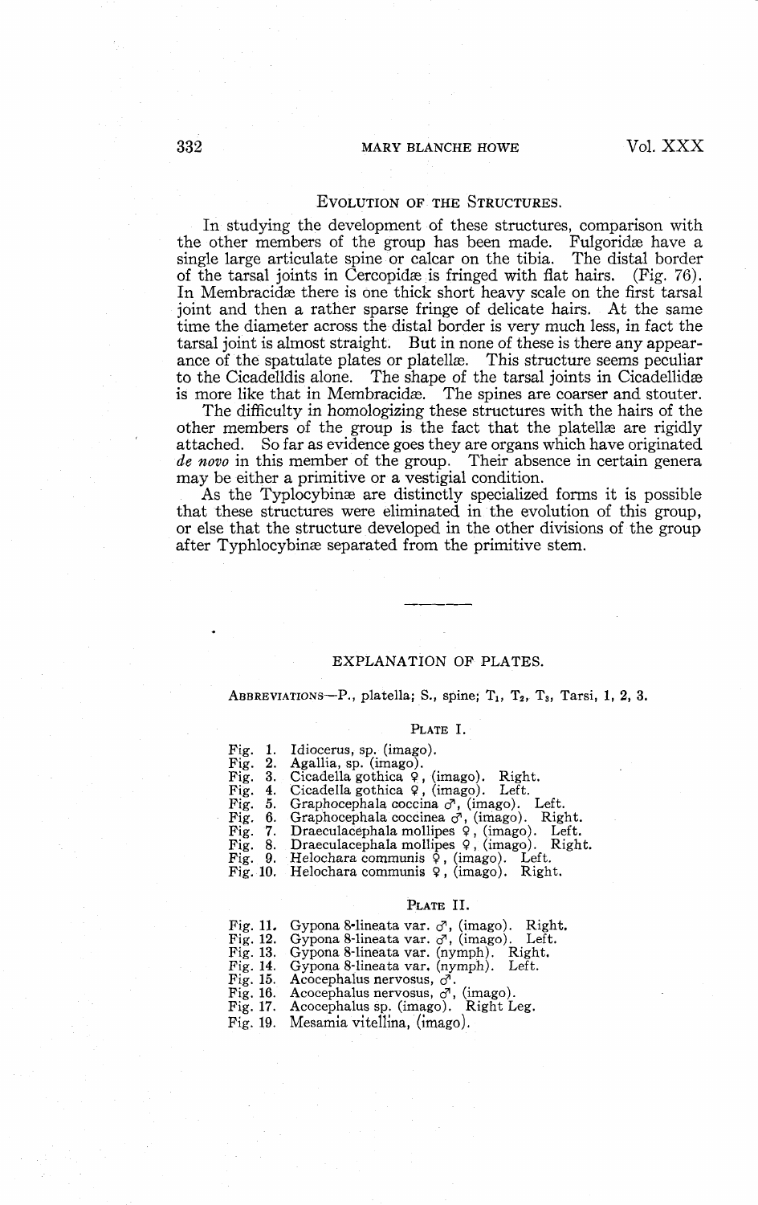## Evolution of the Structures.

In studying the development of these structures, comparison with the other members of the group has been made. Fulgoridæ have a single large articulate spine or calcar on the tibia. The distal border of the tarsal joints in Cercopidæ is fringed with flat hairs. (Fig. 76). In Membracidæ there is one thick short heavy scale on the first tarsal joint and then a rather sparse fringe of delicate hairs. At the same time the diameter across the distal border is very much less, in fact the tarsal joint is almost straight. But in none of these is there any appearance of the spatulate plates or platellæ. This structure seems peculiar to the Cicadelldis alone. The shape of the tarsal joints in Cicadellidæ is more like that in Membracidæ. The spines are coarser and stouter.

The difficulty in homologizing these structures with the hairs of the other members of the group is the fact that the platellæ are rigidly attached. So far as evidence goes they are organs which have originated *de novo* in this member of the group. Their absence in certain genera may be either a primitive or a vestigial condition.

As the Typlocybinæ are distinctly specialized forms it is possible that these structures were eliminated in the evolution of this group, or else that the structure developed in the other divisions of the group after Typhlocybinæ separated from the primitive stem.

---

## EXPLANATION OF PLATES.

Abbreviations—P., platella; S., spine; $T_1$, $T_2$, $T_3$, Tarsi, 1, 2, 3.

### Plate I.

Fig. 1. Idiocerus, sp. (imago).
Fig. 2. Agallia, sp. (imago).
Fig. 3. Cicadella gothica ♀, (imago). Right.
Fig. 4. Cicadella gothica ♀, (imago). Left.
Fig. 5. Graphocephala coccina ♂, (imago). Left.
Fig. 6. Graphocephala coccinea ♂, (imago). Right.
Fig. 7. Draeculacephala mollipes ♀, (imago). Left.
Fig. 8. Draeculacephala mollipes ♀, (imago). Right.
Fig. 9. Helochara communis ♀, (imago). Left.
Fig. 10. Helochara communis ♀, (imago). Right.

### Plate II.

Fig. 11. Gypona 8-lineata var. ♂, (imago). Right.
Fig. 12. Gypona 8-lineata var. ♂, (imago). Left.
Fig. 13. Gypona 8-lineata var. (nymph). Right.
Fig. 14. Gypona 8-lineata var. (nymph). Left.
Fig. 15. Acocephalus nervosus, ♂.
Fig. 16. Acocephalus nervosus, ♂, (imago).
Fig. 17. Acocephalus sp. (imago). Right Leg.
Fig. 19. Mesamia vitellina, (imago).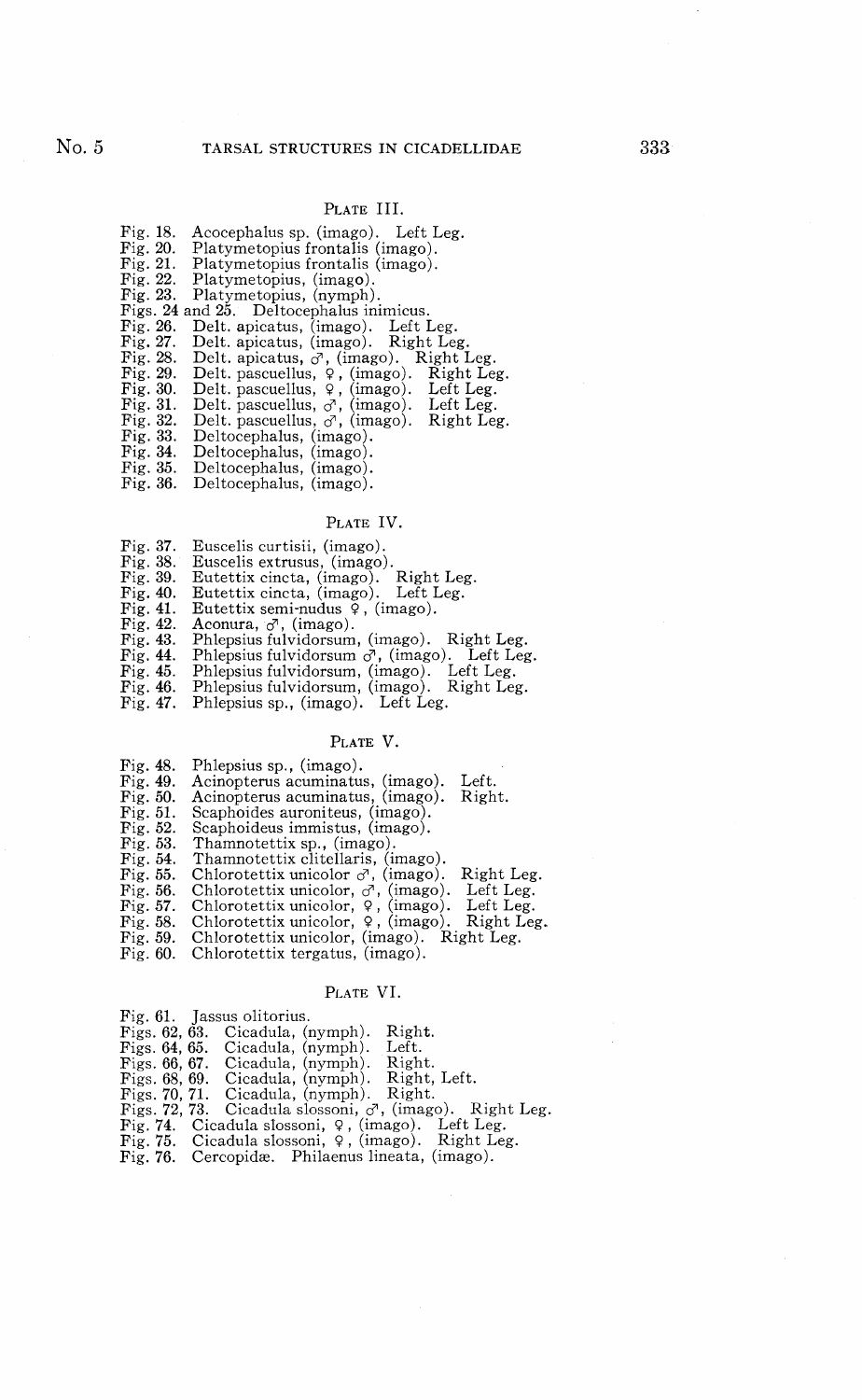### PLATE III.

Fig. 18. Acocephalus sp. (imago). Left Leg.
Fig. 20. Platymetopius frontalis (imago).
Fig. 21. Platymetopius frontalis (imago).
Fig. 22. Platymetopius, (imago).
Fig. 23. Platymetopius, (nymph).
Figs. 24 and 25. Deltocephalus inimicus.
Fig. 26. Delt. apicatus, (imago). Left Leg.
Fig. 27. Delt. apicatus, (imago). Right Leg.
Fig. 28. Delt. apicatus, ♂, (imago). Right Leg.
Fig. 29. Delt. pascuellus, ♀, (imago). Right Leg.
Fig. 30. Delt. pascuellus, ♀, (imago). Left Leg.
Fig. 31. Delt. pascuellus, ♂, (imago). Left Leg.
Fig. 32. Delt. pascuellus, ♂, (imago). Right Leg.
Fig. 33. Deltocephalus, (imago).
Fig. 34. Deltocephalus, (imago).
Fig. 35. Deltocephalus, (imago).
Fig. 36. Deltocephalus, (imago).

### PLATE IV.

Fig. 37. Euscelis curtisii, (imago).
Fig. 38. Euscelis extrusus, (imago).
Fig. 39. Eutettix cincta, (imago). Right Leg.
Fig. 40. Eutettix cincta, (imago). Left Leg.
Fig. 41. Eutettix semi-nudus ♀, (imago).
Fig. 42. Aconura, ♂, (imago).
Fig. 43. Phlepsius fulvidorsum, (imago). Right Leg.
Fig. 44. Phlepsius fulvidorsum ♂, (imago). Left Leg.
Fig. 45. Phlepsius fulvidorsum, (imago). Left Leg.
Fig. 46. Phlepsius fulvidorsum, (imago). Right Leg.
Fig. 47. Phlepsius sp., (imago). Left Leg.

### PLATE V.

Fig. 48. Phlepsius sp., (imago).
Fig. 49. Acinopterus acuminatus, (imago). Left.
Fig. 50. Acinopterus acuminatus, (imago). Right.
Fig. 51. Scaphoides auroniteus, (imago).
Fig. 52. Scaphoideus immistus, (imago).
Fig. 53. Thamnotettix sp., (imago).
Fig. 54. Thamnotettix clitellaris, (imago).
Fig. 55. Chlorotettix unicolor ♂, (imago). Right Leg.
Fig. 56. Chlorotettix unicolor, ♂, (imago). Left Leg.
Fig. 57. Chlorotettix unicolor, ♀, (imago). Left Leg.
Fig. 58. Chlorotettix unicolor, ♀, (imago). Right Leg.
Fig. 59. Chlorotettix unicolor, (imago). Right Leg.
Fig. 60. Chlorotettix tergatus, (imago).

### PLATE VI.

Fig. 61. Jassus olitorius.
Figs. 62, 63. Cicadula, (nymph). Right.
Figs. 64, 65. Cicadula, (nymph). Left.
Figs. 66, 67. Cicadula, (nymph). Right.
Figs. 68, 69. Cicadula, (nymph). Right, Left.
Figs. 70, 71. Cicadula, (nymph). Right.
Figs. 72, 73. Cicadula slossoni, ♂, (imago). Right Leg.
Fig. 74. Cicadula slossoni, ♀, (imago). Left Leg.
Fig. 75. Cicadula slossoni, ♀, (imago). Right Leg.
Fig. 76. Cercopidæ. Philaenus lineata, (imago).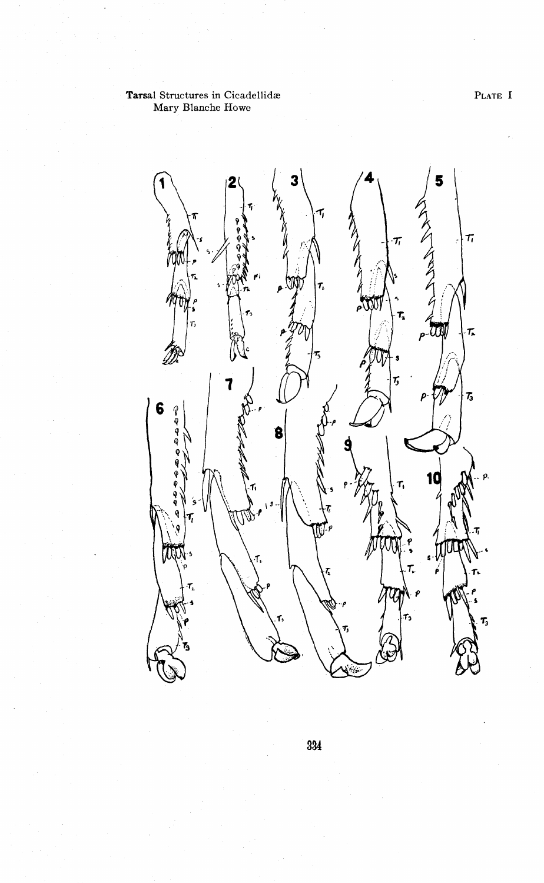Tarsal Structures in Cicadellidæ
Mary Blanche Howe

PLATE I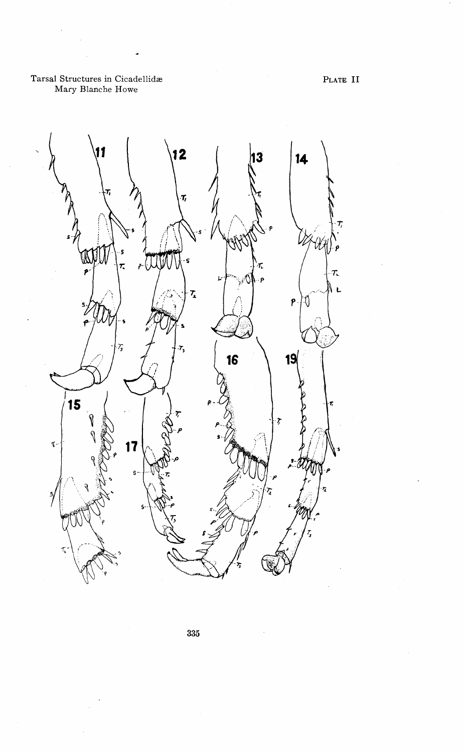Tarsal Structures in Cicadellidæ
Mary Blanche Howe

PLATE II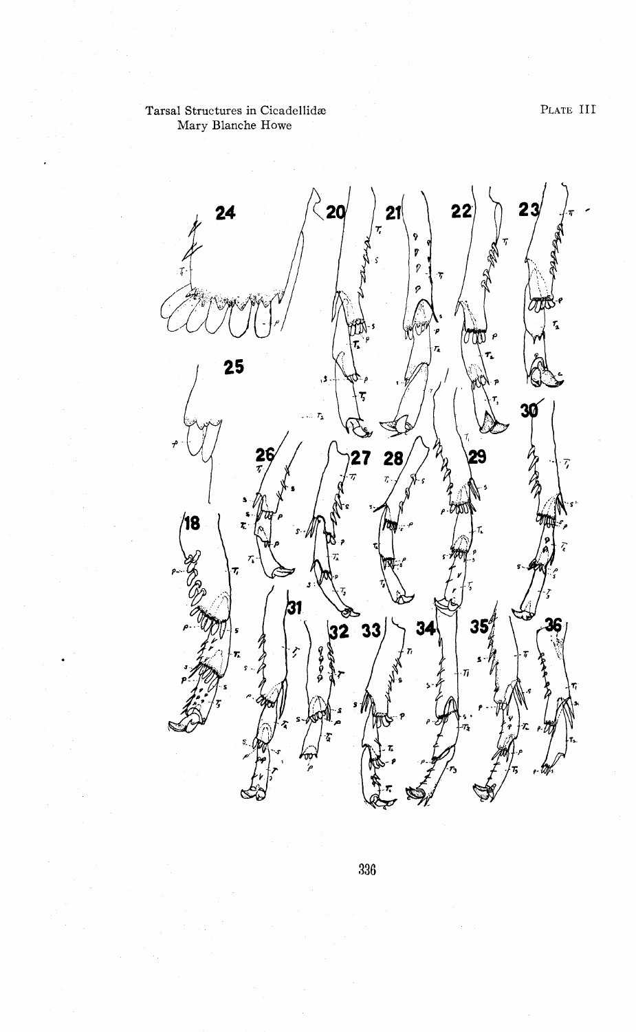Tarsal Structures in Cicadellidæ
Mary Blanche Howe

PLATE III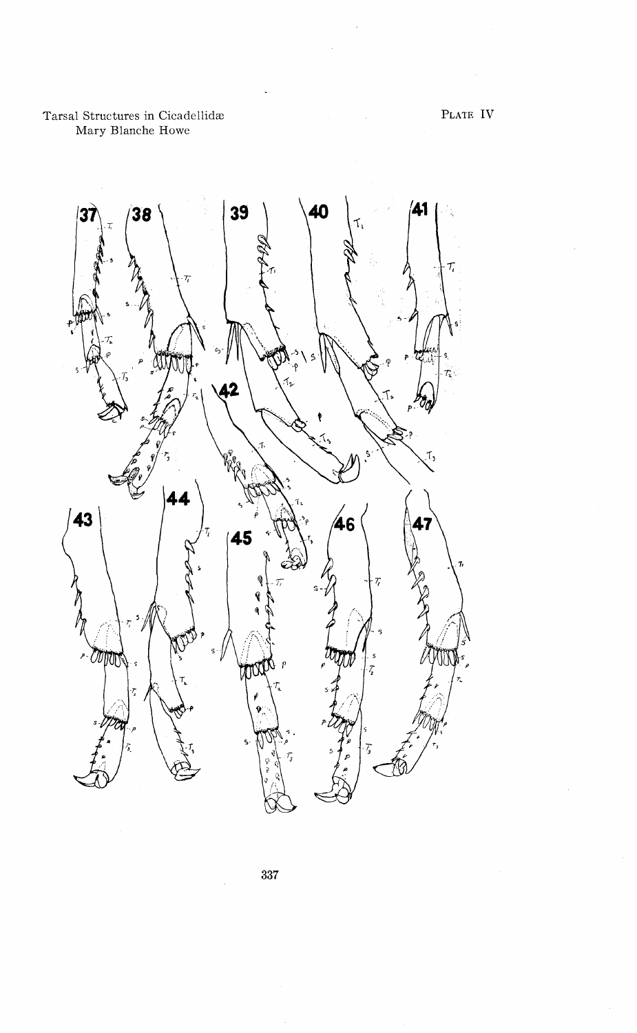Tarsal Structures in Cicadellidæ
Mary Blanche Howe

PLATE IV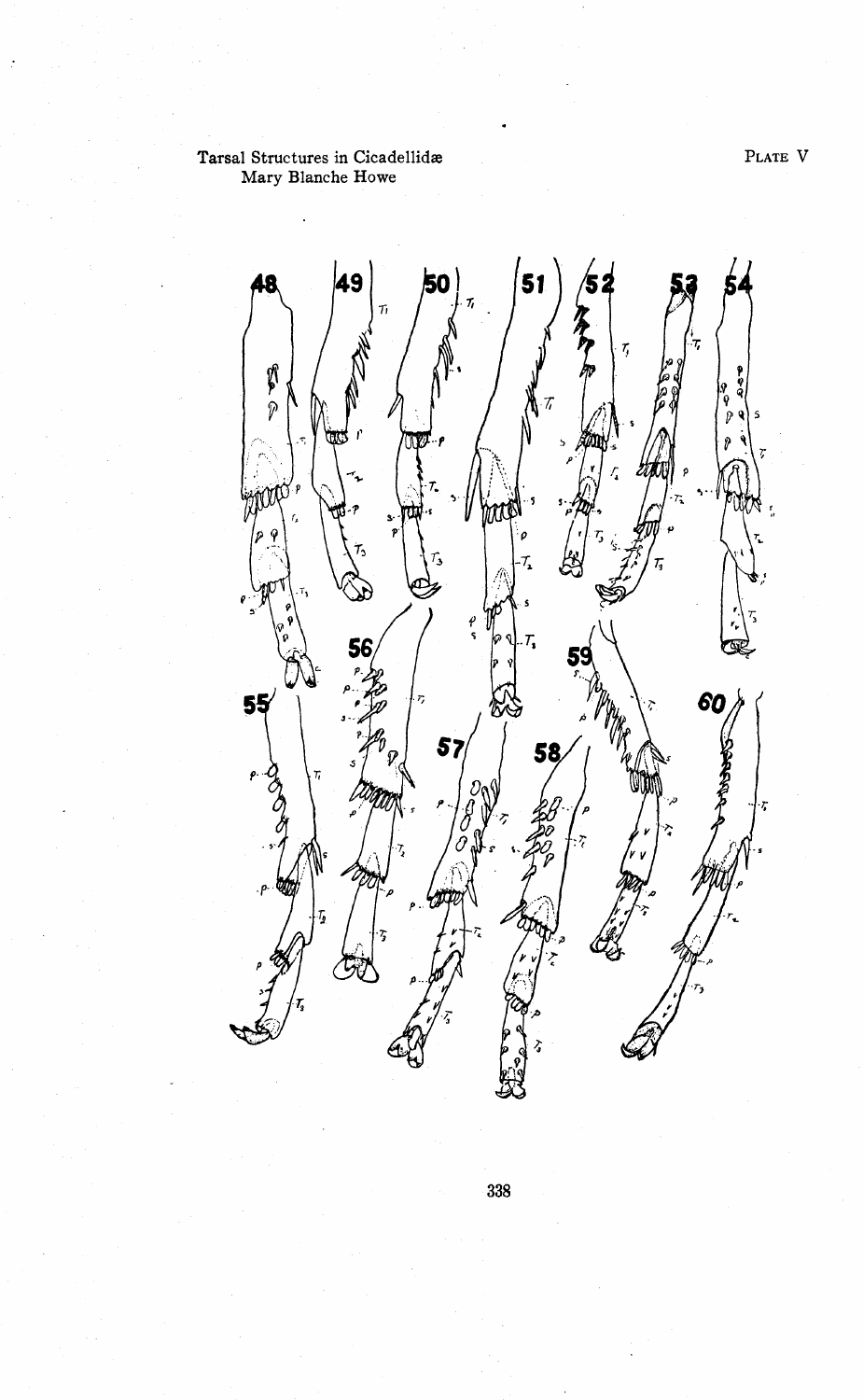Tarsal Structures in Cicadellidæ
Mary Blanche Howe

PLATE V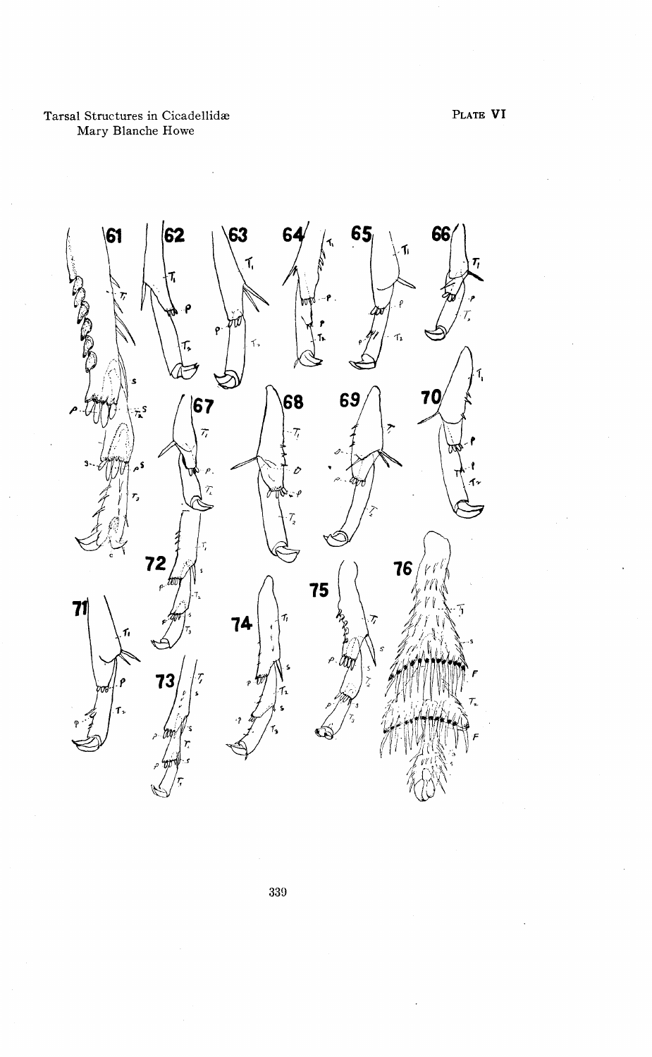Tarsal Structures in Cicadellidæ
Mary Blanche Howe

PLATE VI